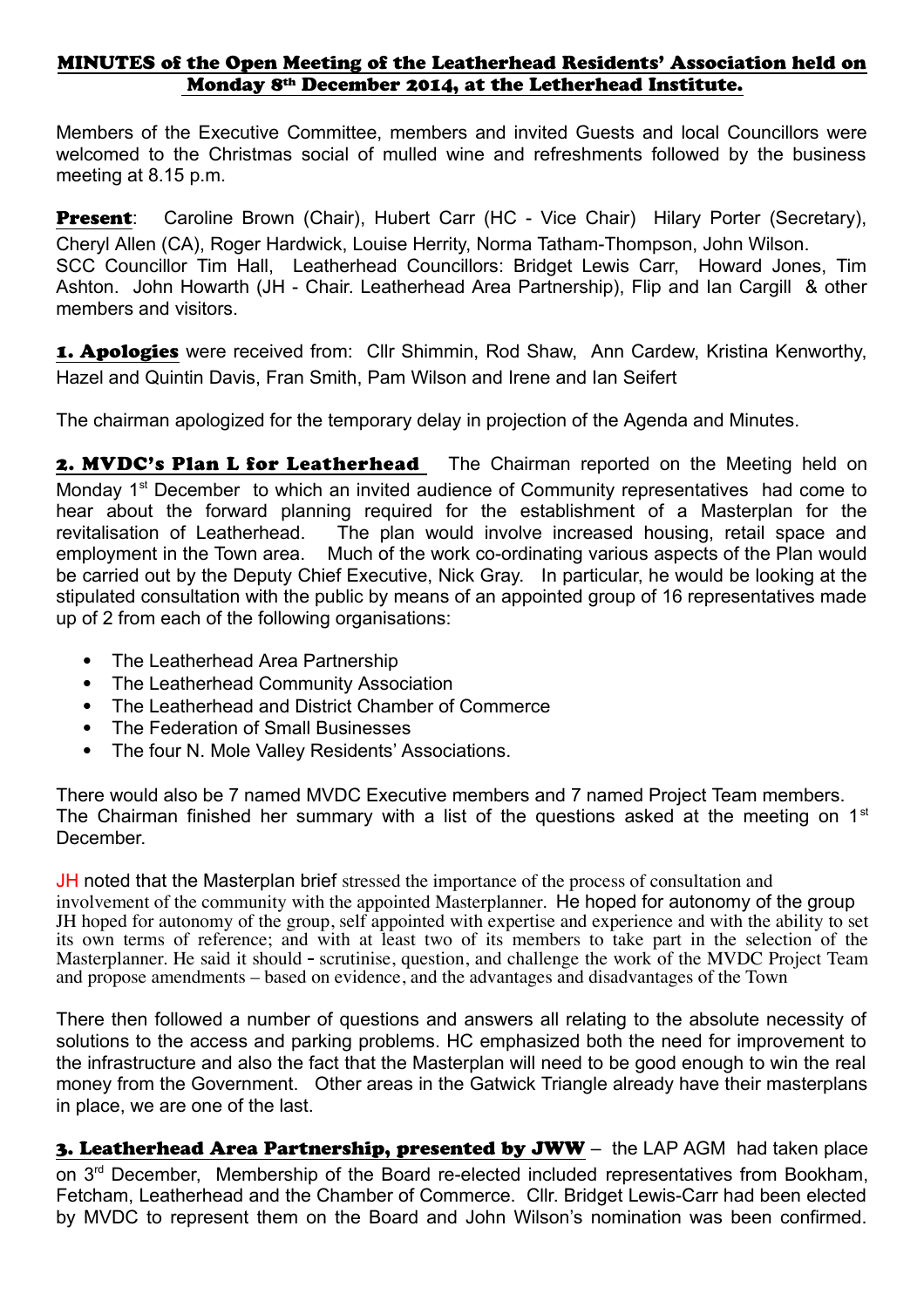# MINUTES of the Open Meeting of the Leatherhead Residents' Association held on Monday 8th December 2014, at the Letherhead Institute.

Members of the Executive Committee, members and invited Guests and local Councillors were welcomed to the Christmas social of mulled wine and refreshments followed by the business meeting at 8.15 p.m.

**Present**: Caroline Brown (Chair), Hubert Carr (HC - Vice Chair) Hilary Porter (Secretary), Cheryl Allen (CA), Roger Hardwick, Louise Herrity, Norma Tatham-Thompson, John Wilson.
SCC Councillor Tim Hall, Leatherhead Councillors: Bridget Lewis Carr, Howard Jones, Tim Ashton. John Howarth (JH - Chair. Leatherhead Area Partnership), Flip and Ian Cargill & other members and visitors.

**1. Apologies** were received from: Cllr Shimmin, Rod Shaw, Ann Cardew, Kristina Kenworthy, Hazel and Quintin Davis, Fran Smith, Pam Wilson and Irene and Ian Seifert

The chairman apologized for the temporary delay in projection of the Agenda and Minutes.

**2. MVDC's Plan L for Leatherhead** The Chairman reported on the Meeting held on Monday 1st December to which an invited audience of Community representatives had come to hear about the forward planning required for the establishment of a Masterplan for the revitalisation of Leatherhead. The plan would involve increased housing, retail space and employment in the Town area. Much of the work co-ordinating various aspects of the Plan would be carried out by the Deputy Chief Executive, Nick Gray. In particular, he would be looking at the stipulated consultation with the public by means of an appointed group of 16 representatives made up of 2 from each of the following organisations:

- The Leatherhead Area Partnership
- The Leatherhead Community Association
- The Leatherhead and District Chamber of Commerce
- The Federation of Small Businesses
- The four N. Mole Valley Residents' Associations.

There would also be 7 named MVDC Executive members and 7 named Project Team members. The Chairman finished her summary with a list of the questions asked at the meeting on 1st December.

JH noted that the Masterplan brief stressed the importance of the process of consultation and involvement of the community with the appointed Masterplanner. He hoped for autonomy of the group JH hoped for autonomy of the group, self appointed with expertise and experience and with the ability to set its own terms of reference; and with at least two of its members to take part in the selection of the Masterplanner. He said it should - scrutinise, question, and challenge the work of the MVDC Project Team and propose amendments – based on evidence, and the advantages and disadvantages of the Town

There then followed a number of questions and answers all relating to the absolute necessity of solutions to the access and parking problems. HC emphasized both the need for improvement to the infrastructure and also the fact that the Masterplan will need to be good enough to win the real money from the Government. Other areas in the Gatwick Triangle already have their masterplans in place, we are one of the last.

**3. Leatherhead Area Partnership, presented by JWW** – the LAP AGM had taken place on 3rd December, Membership of the Board re-elected included representatives from Bookham, Fetcham, Leatherhead and the Chamber of Commerce. Cllr. Bridget Lewis-Carr had been elected by MVDC to represent them on the Board and John Wilson's nomination was been confirmed.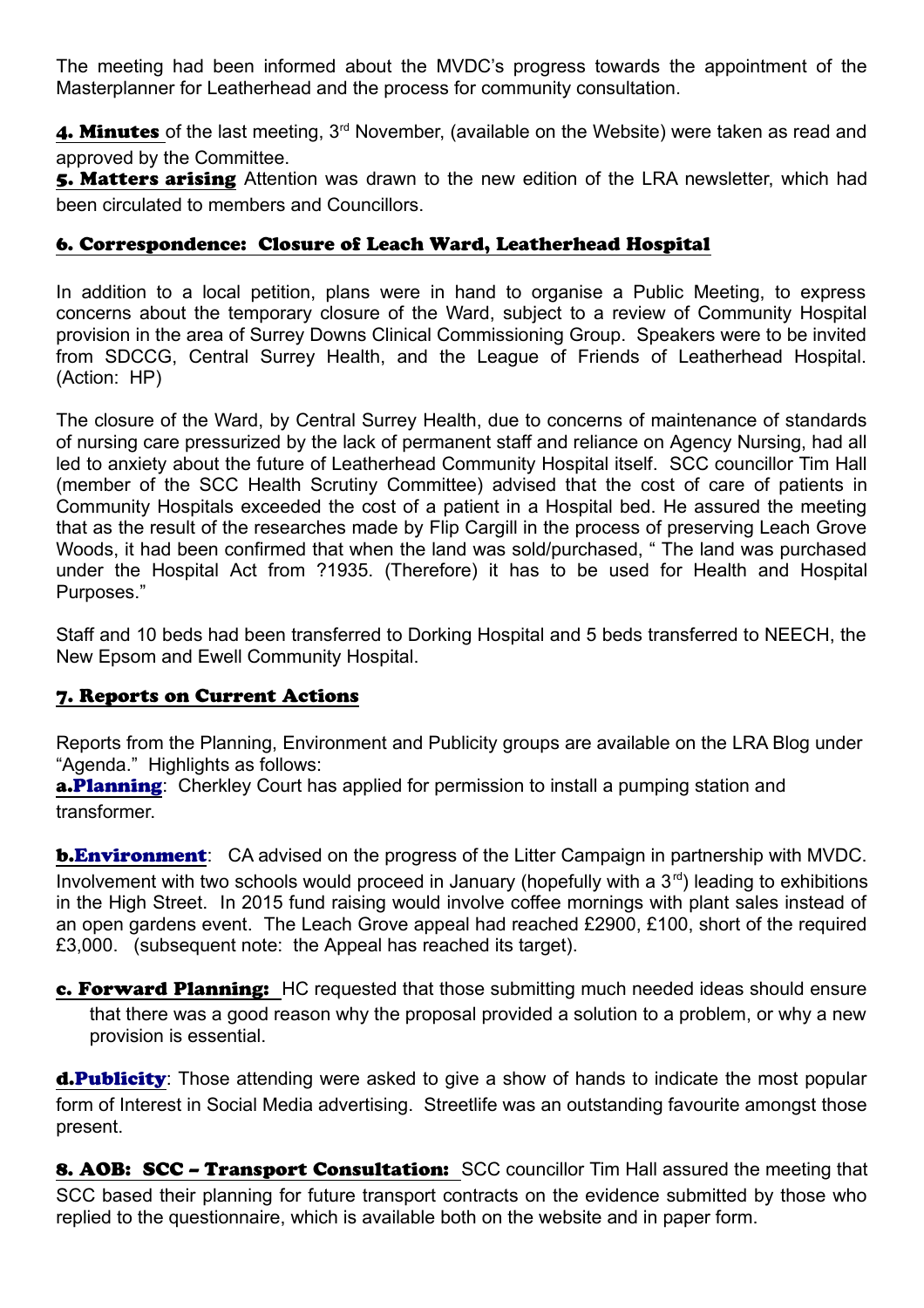The meeting had been informed about the MVDC's progress towards the appointment of the Masterplanner for Leatherhead and the process for community consultation.

**4. Minutes** of the last meeting, 3rd November, (available on the Website) were taken as read and approved by the Committee.

**5. Matters arising** Attention was drawn to the new edition of the LRA newsletter, which had been circulated to members and Councillors.

## 6. Correspondence: Closure of Leach Ward, Leatherhead Hospital

In addition to a local petition, plans were in hand to organise a Public Meeting, to express concerns about the temporary closure of the Ward, subject to a review of Community Hospital provision in the area of Surrey Downs Clinical Commissioning Group. Speakers were to be invited from SDCCG, Central Surrey Health, and the League of Friends of Leatherhead Hospital. (Action: HP)

The closure of the Ward, by Central Surrey Health, due to concerns of maintenance of standards of nursing care pressurized by the lack of permanent staff and reliance on Agency Nursing, had all led to anxiety about the future of Leatherhead Community Hospital itself. SCC councillor Tim Hall (member of the SCC Health Scrutiny Committee) advised that the cost of care of patients in Community Hospitals exceeded the cost of a patient in a Hospital bed. He assured the meeting that as the result of the researches made by Flip Cargill in the process of preserving Leach Grove Woods, it had been confirmed that when the land was sold/purchased, " The land was purchased under the Hospital Act from ?1935. (Therefore) it has to be used for Health and Hospital Purposes."

Staff and 10 beds had been transferred to Dorking Hospital and 5 beds transferred to NEECH, the New Epsom and Ewell Community Hospital.

## 7. Reports on Current Actions

Reports from the Planning, Environment and Publicity groups are available on the LRA Blog under "Agenda." Highlights as follows:

**a. Planning**: Cherkley Court has applied for permission to install a pumping station and transformer.

**b. Environment**: CA advised on the progress of the Litter Campaign in partnership with MVDC. Involvement with two schools would proceed in January (hopefully with a 3rd) leading to exhibitions in the High Street. In 2015 fund raising would involve coffee mornings with plant sales instead of an open gardens event. The Leach Grove appeal had reached £2900, £100, short of the required £3,000. (subsequent note: the Appeal has reached its target).

**c. Forward Planning:** HC requested that those submitting much needed ideas should ensure that there was a good reason why the proposal provided a solution to a problem, or why a new provision is essential.

**d. Publicity**: Those attending were asked to give a show of hands to indicate the most popular form of Interest in Social Media advertising. Streetlife was an outstanding favourite amongst those present.

**8. AOB: SCC – Transport Consultation:** SCC councillor Tim Hall assured the meeting that SCC based their planning for future transport contracts on the evidence submitted by those who replied to the questionnaire, which is available both on the website and in paper form.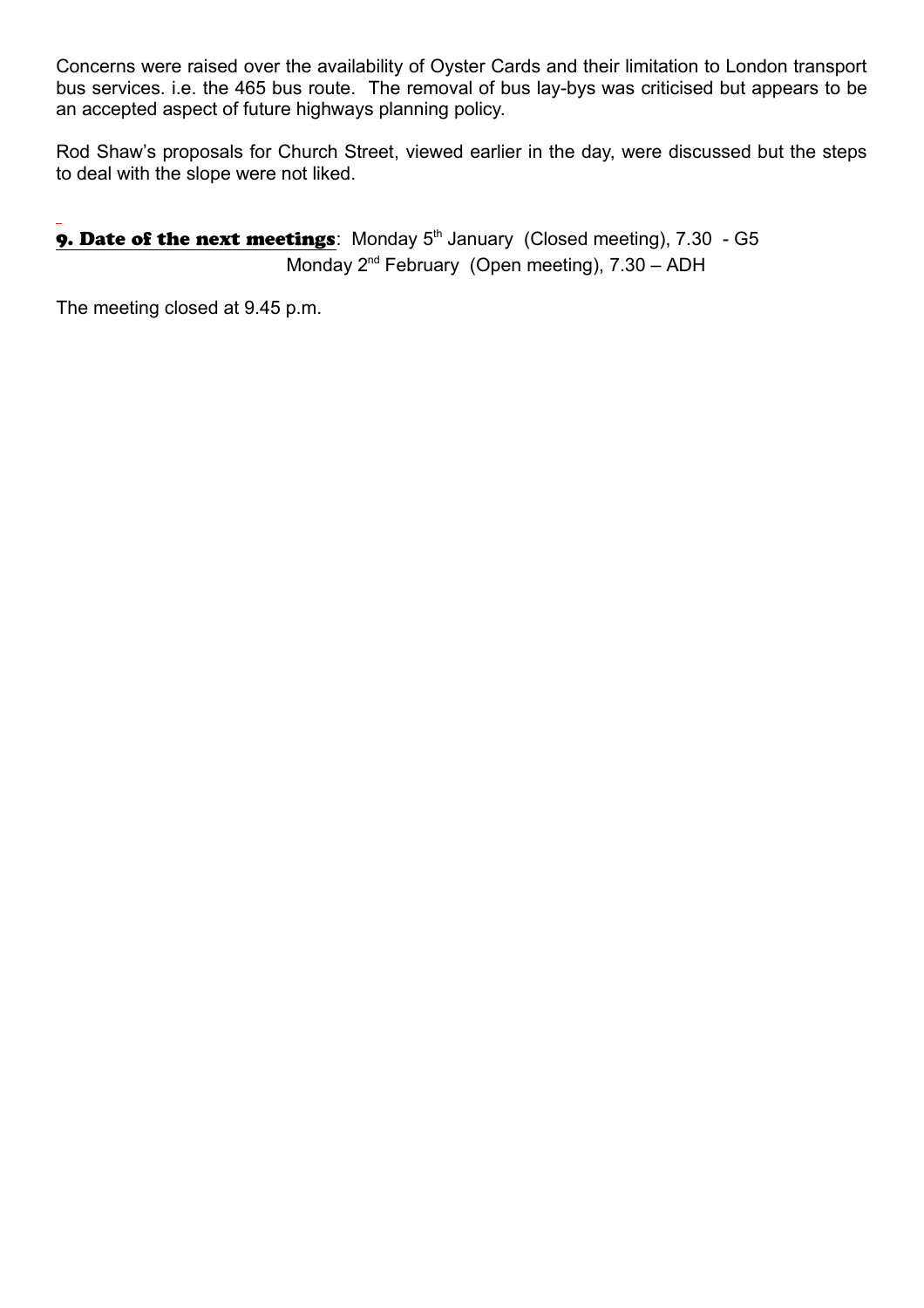Concerns were raised over the availability of Oyster Cards and their limitation to London transport bus services. i.e. the 465 bus route. The removal of bus lay-bys was criticised but appears to be an accepted aspect of future highways planning policy.

Rod Shaw's proposals for Church Street, viewed earlier in the day, were discussed but the steps to deal with the slope were not liked.

**9. Date of the next meetings**: Monday 5th January (Closed meeting), 7.30 - G5
Monday 2nd February (Open meeting), 7.30 – ADH

The meeting closed at 9.45 p.m.